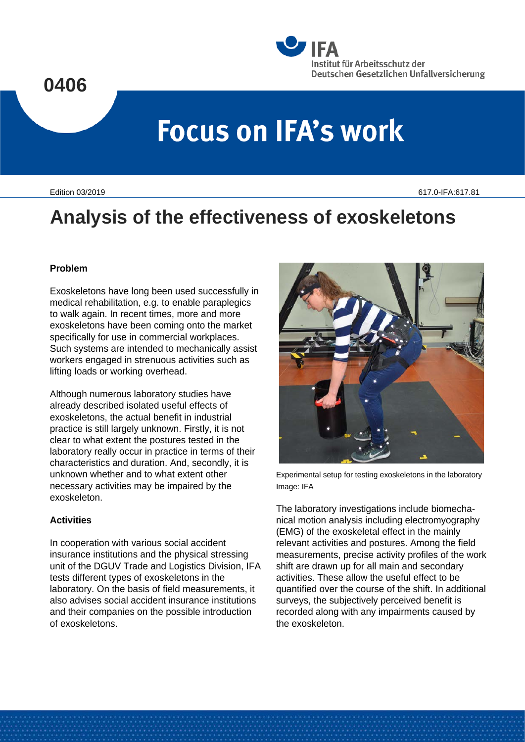0406

Institut für Arbeitsschutz der Deutschen Gesetzlichen Unfallversicherung

# Focus on IFA's work

Edition 03/2019

617.0-IFA:617.81

# Analysis of the effectiveness of exoskeletons

**Problem**

Exoskeletons have long been used successfully in medical rehabilitation, e.g. to enable paraplegics to walk again. In recent times, more and more exoskeletons have been coming onto the market specifically for use in commercial workplaces. Such systems are intended to mechanically assist workers engaged in strenuous activities such as lifting loads or working overhead.

Although numerous laboratory studies have already described isolated useful effects of exoskeletons, the actual benefit in industrial practice is still largely unknown. Firstly, it is not clear to what extent the postures tested in the laboratory really occur in practice in terms of their characteristics and duration. And, secondly, it is unknown whether and to what extent other necessary activities may be impaired by the exoskeleton.

**Activities**

In cooperation with various social accident insurance institutions and the physical stressing unit of the DGUV Trade and Logistics Division, IFA tests different types of exoskeletons in the laboratory. On the basis of field measurements, it also advises social accident insurance institutions and their companies on the possible introduction of exoskeletons.

Experimental setup for testing exoskeletons in the laboratory
Image: IFA

The laboratory investigations include biomechanical motion analysis including electromyography (EMG) of the exoskeletal effect in the mainly relevant activities and postures. Among the field measurements, precise activity profiles of the work shift are drawn up for all main and secondary activities. These allow the useful effect to be quantified over the course of the shift. In additional surveys, the subjectively perceived benefit is recorded along with any impairments caused by the exoskeleton.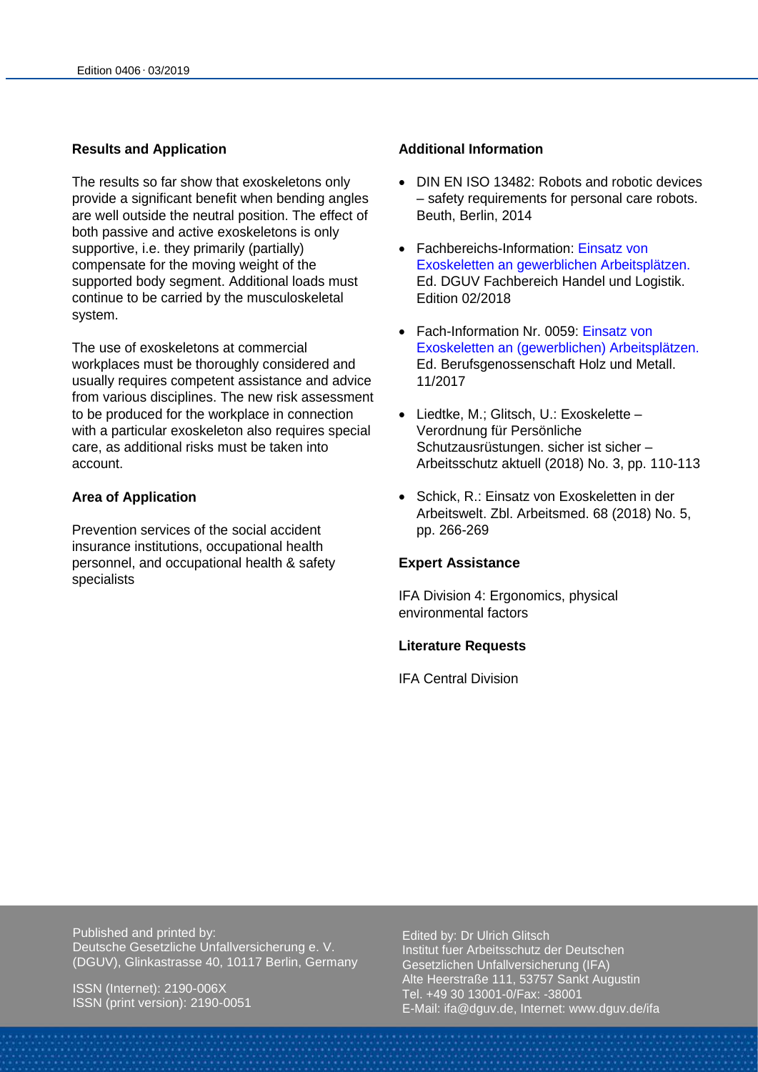Edition 0406 · 03/2019

## Results and Application

The results so far show that exoskeletons only provide a significant benefit when bending angles are well outside the neutral position. The effect of both passive and active exoskeletons is only supportive, i.e. they primarily (partially) compensate for the moving weight of the supported body segment. Additional loads must continue to be carried by the musculoskeletal system.

The use of exoskeletons at commercial workplaces must be thoroughly considered and usually requires competent assistance and advice from various disciplines. The new risk assessment to be produced for the workplace in connection with a particular exoskeleton also requires special care, as additional risks must be taken into account.

## Area of Application

Prevention services of the social accident insurance institutions, occupational health personnel, and occupational health & safety specialists

## Additional Information

- DIN EN ISO 13482: Robots and robotic devices – safety requirements for personal care robots. Beuth, Berlin, 2014
- Fachbereichs-Information: Einsatz von Exoskeletten an gewerblichen Arbeitsplätzen. Ed. DGUV Fachbereich Handel und Logistik. Edition 02/2018
- Fach-Information Nr. 0059: Einsatz von Exoskeletten an (gewerblichen) Arbeitsplätzen. Ed. Berufsgenossenschaft Holz und Metall. 11/2017
- Liedtke, M.; Glitsch, U.: Exoskelette – Verordnung für Persönliche Schutzausrüstungen. sicher ist sicher – Arbeitsschutz aktuell (2018) No. 3, pp. 110-113
- Schick, R.: Einsatz von Exoskeletten in der Arbeitswelt. Zbl. Arbeitsmed. 68 (2018) No. 5, pp. 266-269

## Expert Assistance

IFA Division 4: Ergonomics, physical environmental factors

## Literature Requests

IFA Central Division

Published and printed by:
Deutsche Gesetzliche Unfallversicherung e. V. (DGUV), Glinkastrasse 40, 10117 Berlin, Germany

ISSN (Internet): 2190-006X
ISSN (print version): 2190-0051

Edited by: Dr Ulrich Glitsch
Institut fuer Arbeitsschutz der Deutschen Gesetzlichen Unfallversicherung (IFA)
Alte Heerstraße 111, 53757 Sankt Augustin
Tel. +49 30 13001-0/Fax: -38001
E-Mail: ifa@dguv.de, Internet: www.dguv.de/ifa